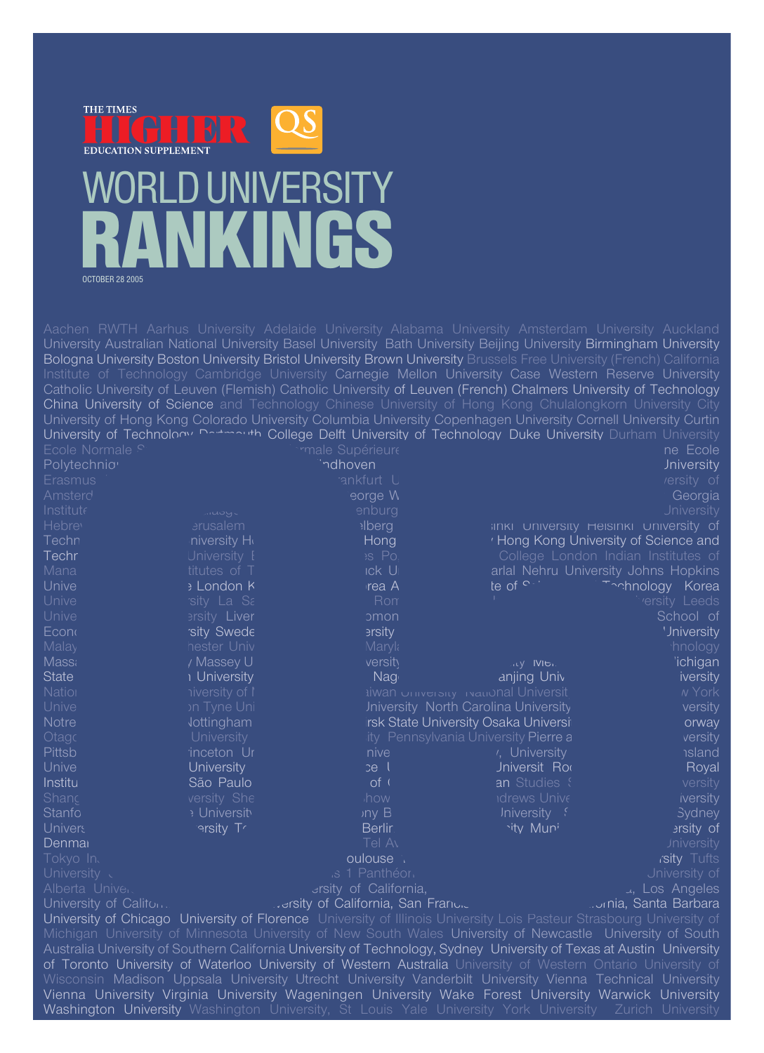THE TIMES

# HIGHER

EDUCATION SUPPLEMENT

QS

# WORLD UNIVERSITY RANKINGS

OCTOBER 28 2005

Aachen RWTH Aarhus University Adelaide University Alabama University Amsterdam University Auckland University Australian National University Basel University Bath University Beijing University Birmingham University Bologna University Boston University Bristol University Brown University Brussels Free University (French) California Institute of Technology Cambridge University Carnegie Mellon University Case Western Reserve University Catholic University of Leuven (Flemish) Catholic University of Leuven (French) Chalmers University of Technology China University of Science and Technology Chinese University of Hong Kong Chulalongkorn University City University of Hong Kong Colorado University Columbia University Copenhagen University Cornell University Curtin University of Technology Dartmouth College Delft University of Technology Duke University Durham University

University of California, San Francisco ... University of California, Los Angeles ... University of California, Santa Barbara

University of Chicago University of Florence University of Illinois University Lois Pasteur Strasbourg University of Michigan University of Minnesota University of New South Wales University of Newcastle University of South Australia University of Southern California University of Technology, Sydney University of Texas at Austin University of Toronto University of Waterloo University of Western Australia University of Western Ontario University of Wisconsin Madison Uppsala University Utrecht University Vanderbilt University Vienna Technical University Vienna University Virginia University Wageningen University Wake Forest University Warwick University Washington University Washington University, St Louis Yale University York University Zurich University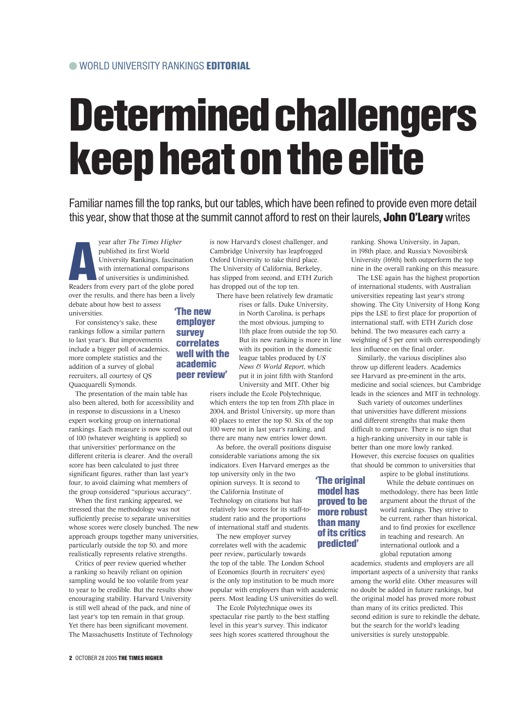WORLD UNIVERSITY RANKINGS **EDITORIAL**

# Determined challengers keep heat on the elite

Familiar names fill the top ranks, but our tables, which have been refined to provide even more detail this year, show that those at the summit cannot afford to rest on their laurels, **John O'Leary** writes

A year after *The Times Higher* published its first World University Rankings, fascination with international comparisons of universities is undiminished. Readers from every part of the globe pored over the results, and there has been a lively debate about how best to assess universities.

For consistency's sake, these rankings follow a similar pattern to last year's. But improvements include a bigger poll of academics, more complete statistics and the addition of a survey of global recruiters, all courtesy of QS Quacquarelli Symonds.

The presentation of the main table has also been altered, both for accessibility and in response to discussions in a Unesco expert working group on international rankings. Each measure is now scored out of 100 (whatever weighting is applied) so that universities' performance on the different criteria is clearer. And the overall score has been calculated to just three significant figures, rather than last year's four, to avoid claiming what members of the group considered "spurious accuracy".

When the first ranking appeared, we stressed that the methodology was not sufficiently precise to separate universities whose scores were closely bunched. The new approach groups together many universities, particularly outside the top 50, and more realistically represents relative strengths.

Critics of peer review queried whether a ranking so heavily reliant on opinion sampling would be too volatile from year to year to be credible. But the results show encouraging stability. Harvard University is still well ahead of the pack, and nine of last year's top ten remain in that group. Yet there has been significant movement. The Massachusetts Institute of Technology is now Harvard's closest challenger, and Cambridge University has leapfrogged Oxford University to take third place. The University of California, Berkeley, has slipped from second, and ETH Zurich has dropped out of the top ten.

There have been relatively few dramatic rises or falls. Duke University, in North Carolina, is perhaps the most obvious, jumping to 11th place from outside the top 50. But its new ranking is more in line with its position in the domestic league tables produced by *US News & World Report*, which put it in joint fifth with Stanford University and MIT. Other big risers include the Ecole Polytechnique, which enters the top ten from 27th place in 2004, and Bristol University, up more than 40 places to enter the top 50. Six of the top 100 were not in last year's ranking, and there are many new entries lower down.

**'The new employer survey correlates well with the academic peer review'**

As before, the overall positions disguise considerable variations among the six indicators. Even Harvard emerges as the top university only in the two opinion surveys. It is second to the California Institute of Technology on citations but has relatively low scores for its staff-to-student ratio and the proportions of international staff and students.

The new employer survey correlates well with the academic peer review, particularly towards the top of the table. The London School of Economics (fourth in recruiters' eyes) is the only top institution to be much more popular with employers than with academic peers. Most leading US universities do well.

The Ecole Polytechnique owes its spectacular rise partly to the best staffing level in this year's survey. This indicator sees high scores scattered throughout the ranking. Showa University, in Japan, in 198th place, and Russia's Novosibirsk University (169th) both outperform the top nine in the overall ranking on this measure.

The LSE again has the highest proportion of international students, with Australian universities repeating last year's strong showing. The City University of Hong Kong pips the LSE to first place for proportion of international staff, with ETH Zurich close behind. The two measures each carry a weighting of 5 per cent with correspondingly less influence on the final order.

Similarly, the various disciplines also throw up different leaders. Academics see Harvard as pre-eminent in the arts, medicine and social sciences, but Cambridge leads in the sciences and MIT in technology.

Such variety of outcomes underlines that universities have different missions and different strengths that make them difficult to compare. There is no sign that a high-ranking university in our table is better than one more lowly ranked. However, this exercise focuses on qualities that should be common to universities that aspire to be global institutions.

**'The original model has proved to be more robust than many of its critics predicted'**

While the debate continues on methodology, there has been little argument about the thrust of the world rankings. They strive to be current, rather than historical, and to find proxies for excellence in teaching and research. An international outlook and a global reputation among academics, students and employers are all important aspects of a university that ranks among the world elite. Other measures will no doubt be added in future rankings, but the original model has proved more robust than many of its critics predicted. This second edition is sure to rekindle the debate, but the search for the world's leading universities is surely unstoppable.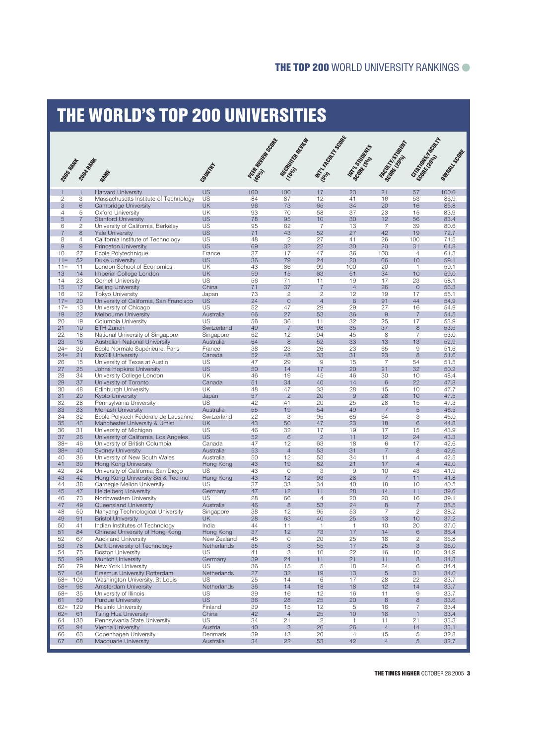# THE WORLD'S TOP 200 UNIVERSITIES

| 2005 RANK | 2004 RANK | NAME | COUNTRY | PEER REVIEW SCORE (40%) | RECRUITER REVIEW (10%) | INT'L FACULTY SCORE (5%) | INT'L STUDENTS SCORE (5%) | FACULTY/STUDENT SCORE (20%) | CITATIONS/FACULTY SCORE (20%) | OVERALL SCORE |
|---|---|---|---|---|---|---|---|---|---|---|
| 1 | 1 | Harvard University | US | 100 | 100 | 17 | 23 | 21 | 57 | 100.0 |
| 2 | 3 | Massachusetts Institute of Technology | US | 84 | 87 | 12 | 41 | 16 | 53 | 86.9 |
| 3 | 6 | Cambridge University | UK | 96 | 73 | 65 | 34 | 20 | 16 | 85.8 |
| 4 | 5 | Oxford University | UK | 93 | 70 | 58 | 37 | 23 | 15 | 83.9 |
| 5 | 7 | Stanford University | US | 78 | 95 | 10 | 30 | 12 | 56 | 83.4 |
| 6 | 2 | University of California, Berkeley | US | 95 | 62 | 7 | 13 | 7 | 39 | 80.6 |
| 7 | 8 | Yale University | US | 71 | 43 | 52 | 27 | 42 | 19 | 72.7 |
| 8 | 4 | California Institute of Technology | US | 48 | 2 | 27 | 41 | 26 | 100 | 71.5 |
| 9 | 9 | Princeton University | US | 69 | 32 | 22 | 30 | 20 | 31 | 64.8 |
| 10 | 27 | Ecole Polytechnique | France | 37 | 17 | 47 | 36 | 100 | 4 | 61.5 |
| 11= | 52 | Duke University | US | 36 | 79 | 24 | 20 | 66 | 10 | 59.1 |
| 11= | 11 | London School of Economics | UK | 43 | 86 | 99 | 100 | 20 | 1 | 59.1 |
| 13 | 14 | Imperial College London | UK | 59 | 15 | 63 | 51 | 34 | 10 | 59.0 |
| 14 | 23 | Cornell University | US | 56 | 71 | 11 | 19 | 17 | 23 | 58.1 |
| 15 | 17 | Beijing University | China | 71 | 37 | 7 | 4 | 26 | 0 | 56.3 |
| 16 | 12 | Tokyo University | Japan | 73 | 2 | 2 | 12 | 19 | 17 | 55.1 |
| 17= | 20 | University of California, San Francisco | US | 24 | 0 | 4 | 6 | 91 | 44 | 54.9 |
| 17= | 13 | University of Chicago | US | 52 | 47 | 29 | 29 | 27 | 16 | 54.9 |
| 19 | 22 | Melbourne University | Australia | 66 | 27 | 53 | 36 | 9 | 7 | 54.5 |
| 20 | 19 | Columbia University | US | 56 | 36 | 11 | 32 | 25 | 17 | 53.9 |
| 21 | 10 | ETH Zurich | Switzerland | 49 | 7 | 98 | 35 | 37 | 8 | 53.5 |
| 22 | 18 | National University of Singapore | Singapore | 62 | 12 | 94 | 45 | 8 | 7 | 53.0 |
| 23 | 16 | Australian National University | Australia | 64 | 8 | 52 | 33 | 13 | 13 | 52.9 |
| 24= | 30 | Ecole Normale Supérieure, Paris | France | 38 | 23 | 26 | 23 | 65 | 9 | 51.6 |
| 24= | 21 | McGill University | Canada | 52 | 48 | 33 | 31 | 23 | 8 | 51.6 |
| 26 | 15 | University of Texas at Austin | US | 47 | 29 | 9 | 15 | 7 | 54 | 51.5 |
| 27 | 25 | Johns Hopkins University | US | 50 | 14 | 17 | 20 | 21 | 32 | 50.2 |
| 28 | 34 | University College London | UK | 46 | 19 | 45 | 46 | 30 | 10 | 48.4 |
| 29 | 37 | University of Toronto | Canada | 51 | 34 | 40 | 14 | 6 | 22 | 47.8 |
| 30 | 48 | Edinburgh University | UK | 48 | 47 | 33 | 28 | 15 | 10 | 47.7 |
| 31 | 29 | Kyoto University | Japan | 57 | 2 | 20 | 9 | 28 | 10 | 47.5 |
| 32 | 28 | Pennsylvania University | US | 42 | 41 | 20 | 25 | 28 | 15 | 47.3 |
| 33 | 33 | Monash University | Australia | 55 | 19 | 54 | 49 | 7 | 5 | 46.5 |
| 34 | 32 | Ecole Polytech Fédérale de Lausanne | Switzerland | 22 | 3 | 95 | 65 | 64 | 3 | 45.0 |
| 35 | 43 | Manchester University & Umist | UK | 43 | 50 | 47 | 23 | 18 | 6 | 44.8 |
| 36 | 31 | University of Michigan | US | 46 | 32 | 17 | 19 | 17 | 15 | 43.9 |
| 37 | 26 | University of California, Los Angeles | US | 52 | 6 | 2 | 11 | 12 | 24 | 43.3 |
| 38= | 46 | University of British Columbia | Canada | 47 | 12 | 63 | 18 | 6 | 17 | 42.6 |
| 38= | 40 | Sydney University | Australia | 53 | 4 | 53 | 31 | 7 | 8 | 42.6 |
| 40 | 36 | University of New South Wales | Australia | 50 | 12 | 53 | 34 | 11 | 4 | 42.5 |
| 41 | 39 | Hong Kong University | Hong Kong | 43 | 19 | 82 | 21 | 17 | 4 | 42.0 |
| 42 | 24 | University of California, San Diego | US | 43 | 0 | 3 | 9 | 10 | 43 | 41.9 |
| 43 | 42 | Hong Kong University Sci & Technol | Hong Kong | 43 | 12 | 93 | 28 | 7 | 11 | 41.8 |
| 44 | 38 | Carnegie Mellon University | US | 37 | 33 | 34 | 40 | 18 | 10 | 40.5 |
| 45 | 47 | Heidelberg University | Germany | 47 | 12 | 11 | 28 | 14 | 11 | 39.6 |
| 46 | 73 | Northwestern University | US | 28 | 66 | 4 | 20 | 20 | 16 | 39.1 |
| 47 | 49 | Queensland University | Australia | 46 | 8 | 53 | 24 | 8 | 7 | 38.5 |
| 48 | 50 | Nanyang Technological University | Singapore | 38 | 12 | 95 | 53 | 7 | 2 | 38.2 |
| 49 | 91 | Bristol University | UK | 28 | 63 | 40 | 25 | 13 | 10 | 37.2 |
| 50 | 41 | Indian Institutes of Technology | India | 44 | 11 | 1 | 1 | 10 | 20 | 37.0 |
| 51 | 84 | Chinese University of Hong Kong | Hong Kong | 37 | 12 | 73 | 17 | 14 | 6 | 36.4 |
| 52 | 67 | Auckland University | New Zealand | 45 | 0 | 20 | 25 | 18 | 2 | 35.8 |
| 53 | 78 | Delft University of Technology | Netherlands | 35 | 3 | 55 | 17 | 25 | 3 | 35.0 |
| 54 | 75 | Boston University | US | 41 | 3 | 10 | 22 | 16 | 10 | 34.9 |
| 55 | 99 | Munich University | Germany | 39 | 24 | 11 | 21 | 11 | 8 | 34.8 |
| 56 | 79 | New York University | US | 36 | 15 | 5 | 18 | 24 | 6 | 34.4 |
| 57 | 64 | Erasmus University Rotterdam | Netherlands | 27 | 32 | 19 | 13 | 5 | 31 | 34.0 |
| 58= | 109 | Washington University, St Louis | US | 25 | 14 | 6 | 17 | 28 | 22 | 33.7 |
| 58= | 98 | Amsterdam University | Netherlands | 36 | 14 | 18 | 18 | 12 | 14 | 33.7 |
| 58= | 35 | University of Illinois | US | 39 | 16 | 12 | 16 | 11 | 9 | 33.7 |
| 61 | 59 | Purdue University | US | 36 | 28 | 25 | 20 | 8 | 8 | 33.6 |
| 62= | 129 | Helsinki University | Finland | 39 | 15 | 12 | 5 | 16 | 7 | 33.4 |
| 62= | 61 | Tsing Hua University | China | 42 | 4 | 25 | 10 | 18 | 1 | 33.4 |
| 64 | 130 | Pennsylvania State University | US | 34 | 21 | 2 | 1 | 11 | 21 | 33.3 |
| 65 | 94 | Vienna University | Austria | 40 | 3 | 26 | 26 | 4 | 14 | 33.1 |
| 66 | 63 | Copenhagen University | Denmark | 39 | 13 | 20 | 4 | 15 | 5 | 32.8 |
| 67 | 68 | Macquarie University | Australia | 34 | 22 | 53 | 42 | 4 | 5 | 32.7 |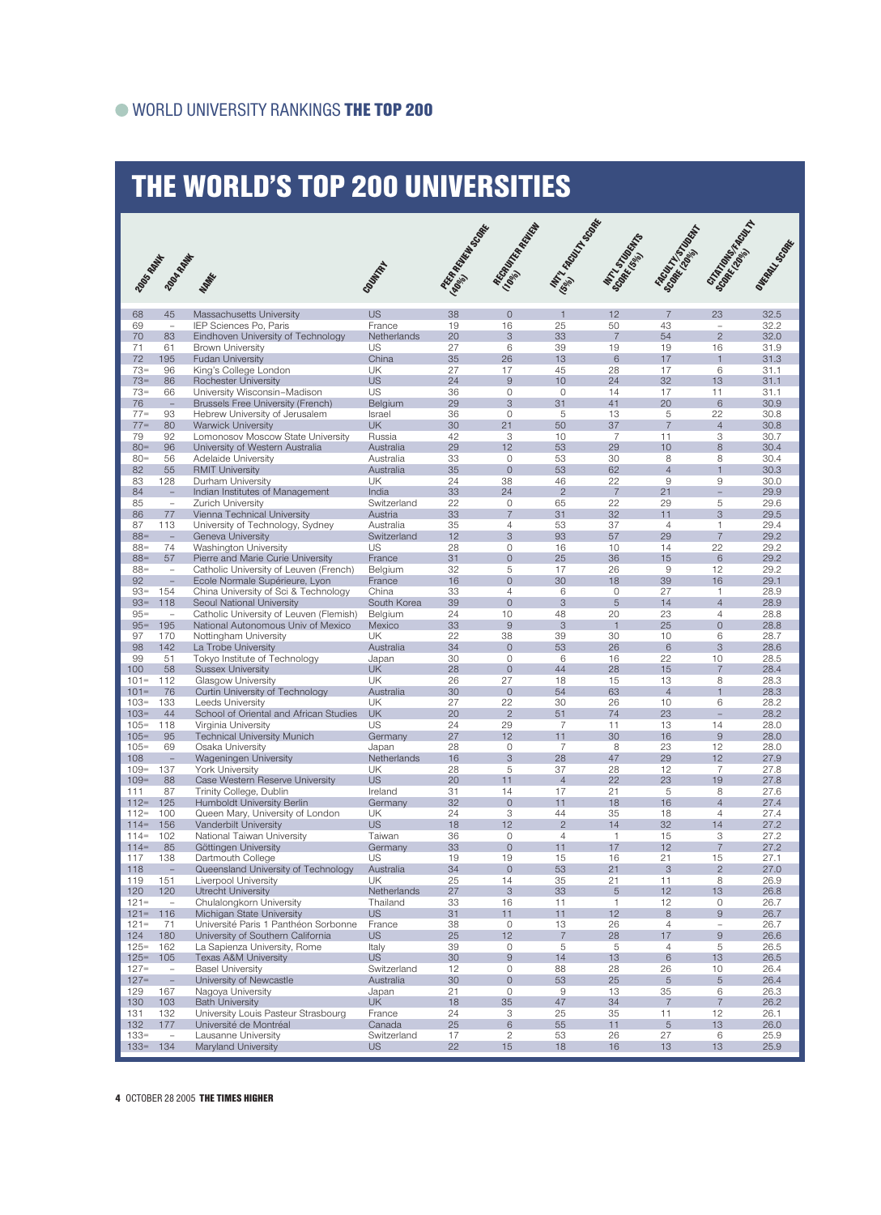# THE WORLD'S TOP 200 UNIVERSITIES

| 2005 RANK | 2004 RANK | NAME | COUNTRY | PEER REVIEW SCORE (40%) | RECRUITER REVIEW (10%) | INT'L FACULTY SCORE (5%) | INT'L STUDENTS SCORE (5%) | FACULTY/STUDENT SCORE (20%) | CITATIONS/FACULTY SCORE (20%) | OVERALL SCORE |
|---|---|---|---|---|---|---|---|---|---|---|
| 68 | 45 | Massachusetts University | US | 38 | 0 | 1 | 12 | 7 | 23 | 32.5 |
| 69 | – | IEP Sciences Po, Paris | France | 19 | 16 | 25 | 50 | 43 | – | 32.2 |
| 70 | 83 | Eindhoven University of Technology | Netherlands | 20 | 3 | 33 | 7 | 54 | 2 | 32.0 |
| 71 | 61 | Brown University | US | 27 | 6 | 39 | 19 | 19 | 16 | 31.9 |
| 72 | 195 | Fudan University | China | 35 | 26 | 13 | 6 | 17 | 1 | 31.3 |
| 73= | 96 | King's College London | UK | 27 | 17 | 45 | 28 | 17 | 6 | 31.1 |
| 73= | 86 | Rochester University | US | 24 | 9 | 10 | 24 | 32 | 13 | 31.1 |
| 73= | 66 | University Wisconsin–Madison | US | 36 | 0 | 0 | 14 | 17 | 11 | 31.1 |
| 76 | – | Brussels Free University (French) | Belgium | 29 | 3 | 31 | 41 | 20 | 6 | 30.9 |
| 77= | 93 | Hebrew University of Jerusalem | Israel | 36 | 0 | 5 | 13 | 5 | 22 | 30.8 |
| 77= | 80 | Warwick University | UK | 30 | 21 | 50 | 37 | 7 | 4 | 30.8 |
| 79 | 92 | Lomonosov Moscow State University | Russia | 42 | 3 | 10 | 7 | 11 | 3 | 30.7 |
| 80= | 96 | University of Western Australia | Australia | 29 | 12 | 53 | 29 | 10 | 8 | 30.4 |
| 80= | 56 | Adelaide University | Australia | 33 | 0 | 53 | 30 | 8 | 8 | 30.4 |
| 82 | 55 | RMIT University | Australia | 35 | 0 | 53 | 62 | 4 | 1 | 30.3 |
| 83 | 128 | Durham University | UK | 24 | 38 | 46 | 22 | 9 | 9 | 30.0 |
| 84 | – | Indian Institutes of Management | India | 33 | 24 | 2 | 7 | 21 | – | 29.9 |
| 85 | – | Zurich University | Switzerland | 22 | 0 | 65 | 22 | 29 | 5 | 29.6 |
| 86 | 77 | Vienna Technical University | Austria | 33 | 7 | 31 | 32 | 11 | 3 | 29.5 |
| 87 | 113 | University of Technology, Sydney | Australia | 35 | 4 | 53 | 37 | 4 | 1 | 29.4 |
| 88= | – | Geneva University | Switzerland | 12 | 3 | 93 | 57 | 29 | 7 | 29.2 |
| 88= | 74 | Washington University | US | 28 | 0 | 16 | 10 | 14 | 22 | 29.2 |
| 88= | 57 | Pierre and Marie Curie University | France | 31 | 0 | 25 | 36 | 15 | 6 | 29.2 |
| 88= | – | Catholic University of Leuven (French) | Belgium | 32 | 5 | 17 | 26 | 9 | 12 | 29.2 |
| 92 | – | Ecole Normale Supérieure, Lyon | France | 16 | 0 | 30 | 18 | 39 | 16 | 29.1 |
| 93= | 154 | China University of Sci & Technology | China | 33 | 4 | 6 | 0 | 27 | 1 | 28.9 |
| 93= | 118 | Seoul National University | South Korea | 39 | 0 | 3 | 5 | 14 | 4 | 28.9 |
| 95= | – | Catholic University of Leuven (Flemish) | Belgium | 24 | 10 | 48 | 20 | 23 | 4 | 28.8 |
| 95= | 195 | National Autonomous Univ of Mexico | Mexico | 33 | 9 | 3 | 1 | 25 | 0 | 28.8 |
| 97 | 170 | Nottingham University | UK | 22 | 38 | 39 | 30 | 10 | 6 | 28.7 |
| 98 | 142 | La Trobe University | Australia | 34 | 0 | 53 | 26 | 6 | 3 | 28.6 |
| 99 | 51 | Tokyo Institute of Technology | Japan | 30 | 0 | 6 | 16 | 22 | 10 | 28.5 |
| 100 | 58 | Sussex University | UK | 28 | 0 | 44 | 28 | 15 | 7 | 28.4 |
| 101= | 112 | Glasgow University | UK | 26 | 27 | 18 | 15 | 13 | 8 | 28.3 |
| 101= | 76 | Curtin University of Technology | Australia | 30 | 0 | 54 | 63 | 4 | 1 | 28.3 |
| 103= | 133 | Leeds University | UK | 27 | 22 | 30 | 26 | 10 | 6 | 28.2 |
| 103= | 44 | School of Oriental and African Studies | UK | 20 | 2 | 51 | 74 | 23 | – | 28.2 |
| 105= | 118 | Virginia University | US | 24 | 29 | 7 | 11 | 13 | 14 | 28.0 |
| 105= | 95 | Technical University Munich | Germany | 27 | 12 | 11 | 30 | 16 | 9 | 28.0 |
| 105= | 69 | Osaka University | Japan | 28 | 0 | 7 | 8 | 23 | 12 | 28.0 |
| 108 | – | Wageningen University | Netherlands | 16 | 3 | 28 | 47 | 29 | 12 | 27.9 |
| 109= | 137 | York University | UK | 28 | 5 | 37 | 28 | 12 | 7 | 27.8 |
| 109= | 88 | Case Western Reserve University | US | 20 | 11 | 4 | 22 | 23 | 19 | 27.8 |
| 111 | 87 | Trinity College, Dublin | Ireland | 31 | 14 | 17 | 21 | 5 | 8 | 27.6 |
| 112= | 125 | Humboldt University Berlin | Germany | 32 | 0 | 11 | 18 | 16 | 4 | 27.4 |
| 112= | 100 | Queen Mary, University of London | UK | 24 | 3 | 44 | 35 | 18 | 4 | 27.4 |
| 114= | 156 | Vanderbilt University | US | 18 | 12 | 2 | 14 | 32 | 14 | 27.2 |
| 114= | 102 | National Taiwan University | Taiwan | 36 | 0 | 4 | 1 | 15 | 3 | 27.2 |
| 114= | 85 | Göttingen University | Germany | 33 | 0 | 11 | 17 | 12 | 7 | 27.2 |
| 117 | 138 | Dartmouth College | US | 19 | 19 | 15 | 16 | 21 | 15 | 27.1 |
| 118 | – | Queensland University of Technology | Australia | 34 | 0 | 53 | 21 | 3 | 2 | 27.0 |
| 119 | 151 | Liverpool University | UK | 25 | 14 | 35 | 21 | 11 | 8 | 26.9 |
| 120 | 120 | Utrecht University | Netherlands | 27 | 3 | 33 | 5 | 12 | 13 | 26.8 |
| 121= | – | Chulalongkorn University | Thailand | 33 | 16 | 11 | 1 | 12 | 0 | 26.7 |
| 121= | 116 | Michigan State University | US | 31 | 11 | 11 | 12 | 8 | 9 | 26.7 |
| 121= | 71 | Université Paris 1 Panthéon Sorbonne | France | 38 | 0 | 13 | 26 | 4 | – | 26.7 |
| 124 | 180 | University of Southern California | US | 25 | 12 | 7 | 28 | 17 | 9 | 26.6 |
| 125= | 162 | La Sapienza University, Rome | Italy | 39 | 0 | 5 | 5 | 4 | 5 | 26.5 |
| 125= | 105 | Texas A&M University | US | 30 | 9 | 14 | 13 | 6 | 13 | 26.5 |
| 127= | – | Basel University | Switzerland | 12 | 0 | 88 | 28 | 26 | 10 | 26.4 |
| 127= | – | University of Newcastle | Australia | 30 | 0 | 53 | 25 | 5 | 5 | 26.4 |
| 129 | 167 | Nagoya University | Japan | 21 | 0 | 9 | 13 | 35 | 6 | 26.3 |
| 130 | 103 | Bath University | UK | 18 | 35 | 47 | 34 | 7 | 7 | 26.2 |
| 131 | 132 | University Louis Pasteur Strasbourg | France | 24 | 3 | 25 | 35 | 11 | 12 | 26.1 |
| 132 | 177 | Université de Montréal | Canada | 25 | 6 | 55 | 11 | 5 | 13 | 26.0 |
| 133= | – | Lausanne University | Switzerland | 17 | 2 | 53 | 26 | 27 | 6 | 25.9 |
| 133= | 134 | Maryland University | US | 22 | 15 | 18 | 16 | 13 | 13 | 25.9 |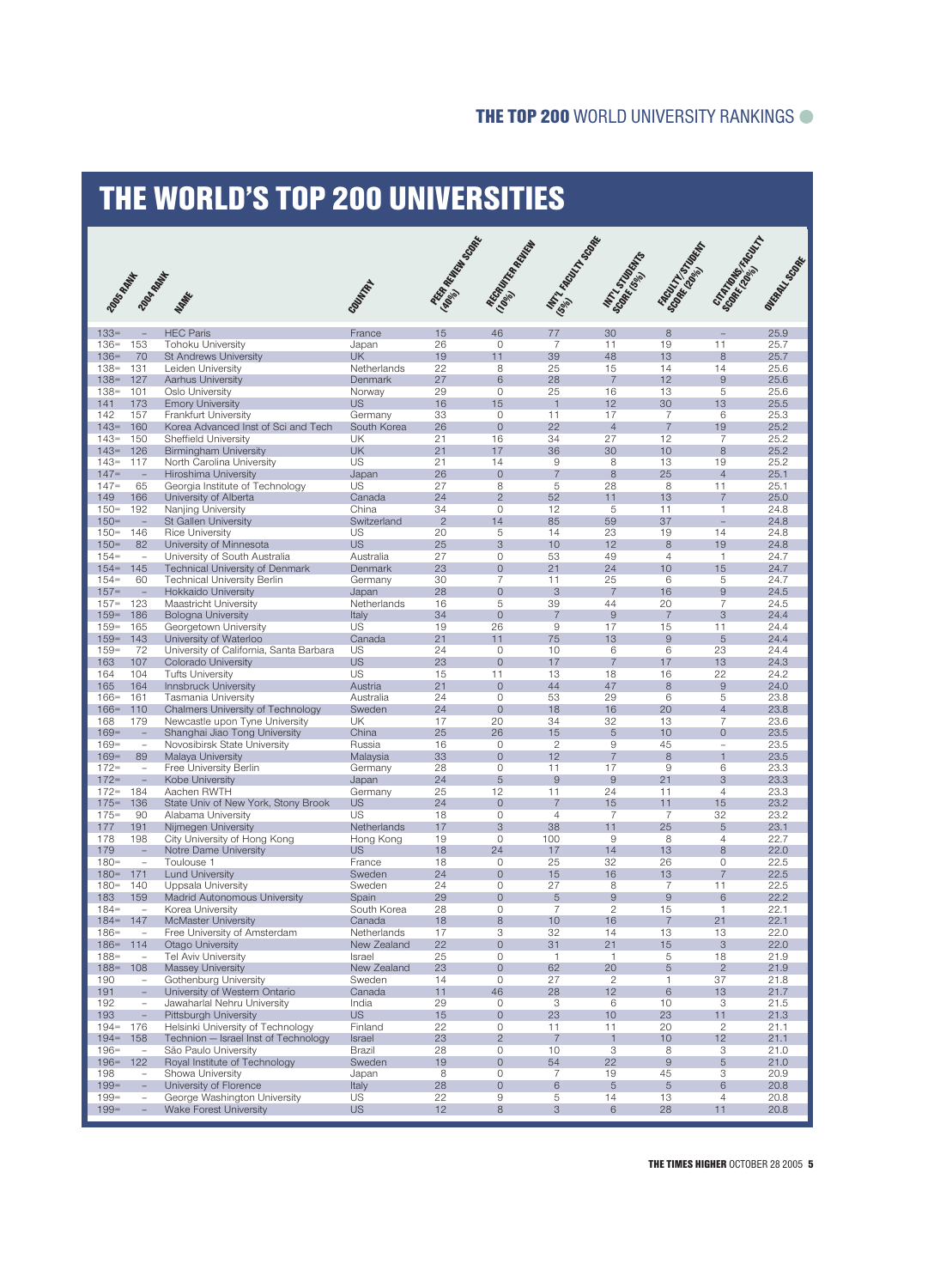# THE WORLD'S TOP 200 UNIVERSITIES

| 2005 RANK | 2004 RANK | NAME | COUNTRY | PEER REVIEW SCORE (40%) | RECRUITER REVIEW (10%) | INT'L FACULTY SCORE (5%) | INT'L STUDENTS SCORE (5%) | FACULTY/STUDENT SCORE (20%) | CITATIONS/FACULTY SCORE (20%) | OVERALL SCORE |
|---|---|---|---|---|---|---|---|---|---|---|
| 133= | – | HEC Paris | France | 15 | 46 | 77 | 30 | 8 | – | 25.9 |
| 136= | 153 | Tohoku University | Japan | 26 | 0 | 7 | 11 | 19 | 11 | 25.7 |
| 136= | 70 | St Andrews University | UK | 19 | 11 | 39 | 48 | 13 | 8 | 25.7 |
| 138= | 131 | Leiden University | Netherlands | 22 | 8 | 25 | 15 | 14 | 14 | 25.6 |
| 138= | 127 | Aarhus University | Denmark | 27 | 6 | 28 | 7 | 12 | 9 | 25.6 |
| 138= | 101 | Oslo University | Norway | 29 | 0 | 25 | 16 | 13 | 5 | 25.6 |
| 141 | 173 | Emory University | US | 16 | 15 | 1 | 12 | 30 | 13 | 25.5 |
| 142 | 157 | Frankfurt University | Germany | 33 | 0 | 11 | 17 | 7 | 6 | 25.3 |
| 143= | 160 | Korea Advanced Inst of Sci and Tech | South Korea | 26 | 0 | 22 | 4 | 7 | 19 | 25.2 |
| 143= | 150 | Sheffield University | UK | 21 | 16 | 34 | 27 | 12 | 7 | 25.2 |
| 143= | 126 | Birmingham University | UK | 21 | 17 | 36 | 30 | 10 | 8 | 25.2 |
| 143= | 117 | North Carolina University | US | 21 | 14 | 9 | 8 | 13 | 19 | 25.2 |
| 147= | – | Hiroshima University | Japan | 26 | 0 | 7 | 8 | 25 | 4 | 25.1 |
| 147= | 65 | Georgia Institute of Technology | US | 27 | 8 | 5 | 28 | 8 | 11 | 25.1 |
| 149 | 166 | University of Alberta | Canada | 24 | 2 | 52 | 11 | 13 | 7 | 25.0 |
| 150= | 192 | Nanjing University | China | 34 | 0 | 12 | 5 | 11 | 1 | 24.8 |
| 150= | – | St Gallen University | Switzerland | 2 | 14 | 85 | 59 | 37 | – | 24.8 |
| 150= | 146 | Rice University | US | 20 | 5 | 14 | 23 | 19 | 14 | 24.8 |
| 150= | 82 | University of Minnesota | US | 25 | 3 | 10 | 12 | 8 | 19 | 24.8 |
| 154= | – | University of South Australia | Australia | 27 | 0 | 53 | 49 | 4 | 1 | 24.7 |
| 154= | 145 | Technical University of Denmark | Denmark | 23 | 0 | 21 | 24 | 10 | 15 | 24.7 |
| 154= | 60 | Technical University Berlin | Germany | 30 | 7 | 11 | 25 | 6 | 5 | 24.7 |
| 157= | – | Hokkaido University | Japan | 28 | 0 | 3 | 7 | 16 | 9 | 24.5 |
| 157= | 123 | Maastricht University | Netherlands | 16 | 5 | 39 | 44 | 20 | 7 | 24.5 |
| 159= | 186 | Bologna University | Italy | 34 | 0 | 7 | 9 | 7 | 3 | 24.4 |
| 159= | 165 | Georgetown University | US | 19 | 26 | 9 | 17 | 15 | 11 | 24.4 |
| 159= | 143 | University of Waterloo | Canada | 21 | 11 | 75 | 13 | 9 | 5 | 24.4 |
| 159= | 72 | University of California, Santa Barbara | US | 24 | 0 | 10 | 6 | 6 | 23 | 24.4 |
| 163 | 107 | Colorado University | US | 23 | 0 | 17 | 7 | 17 | 13 | 24.3 |
| 164 | 104 | Tufts University | US | 15 | 11 | 13 | 18 | 16 | 22 | 24.2 |
| 165 | 164 | Innsbruck University | Austria | 21 | 0 | 44 | 47 | 8 | 9 | 24.0 |
| 166= | 161 | Tasmania University | Australia | 24 | 0 | 53 | 29 | 6 | 5 | 23.8 |
| 166= | 110 | Chalmers University of Technology | Sweden | 24 | 0 | 18 | 16 | 20 | 4 | 23.8 |
| 168 | 179 | Newcastle upon Tyne University | UK | 17 | 20 | 34 | 32 | 13 | 7 | 23.6 |
| 169= | – | Shanghai Jiao Tong University | China | 25 | 26 | 15 | 5 | 10 | 0 | 23.5 |
| 169= | – | Novosibirsk State University | Russia | 16 | 0 | 2 | 9 | 45 | – | 23.5 |
| 169= | 89 | Malaya University | Malaysia | 33 | 0 | 12 | 7 | 8 | 1 | 23.5 |
| 172= | – | Free University Berlin | Germany | 28 | 0 | 11 | 17 | 9 | 6 | 23.3 |
| 172= | – | Kobe University | Japan | 24 | 5 | 9 | 9 | 21 | 3 | 23.3 |
| 172= | 184 | Aachen RWTH | Germany | 25 | 12 | 11 | 24 | 11 | 4 | 23.3 |
| 175= | 136 | State Univ of New York, Stony Brook | US | 24 | 0 | 7 | 15 | 11 | 15 | 23.2 |
| 175= | 90 | Alabama University | US | 18 | 0 | 4 | 7 | 7 | 32 | 23.2 |
| 177 | 191 | Nijmegen University | Netherlands | 17 | 3 | 38 | 11 | 25 | 5 | 23.1 |
| 178 | 198 | City University of Hong Kong | Hong Kong | 19 | 0 | 100 | 9 | 8 | 4 | 22.7 |
| 179 | – | Notre Dame University | US | 18 | 24 | 17 | 14 | 13 | 8 | 22.0 |
| 180= | – | Toulouse 1 | France | 18 | 0 | 25 | 32 | 26 | 0 | 22.5 |
| 180= | 171 | Lund University | Sweden | 24 | 0 | 15 | 16 | 13 | 7 | 22.5 |
| 180= | 140 | Uppsala University | Sweden | 24 | 0 | 27 | 8 | 7 | 11 | 22.5 |
| 183 | 159 | Madrid Autonomous University | Spain | 29 | 0 | 5 | 9 | 9 | 6 | 22.2 |
| 184= | – | Korea University | South Korea | 28 | 0 | 7 | 2 | 15 | 1 | 22.1 |
| 184= | 147 | McMaster University | Canada | 18 | 8 | 10 | 16 | 7 | 21 | 22.1 |
| 186= | – | Free University of Amsterdam | Netherlands | 17 | 3 | 32 | 14 | 13 | 13 | 22.0 |
| 186= | 114 | Otago University | New Zealand | 22 | 0 | 31 | 21 | 15 | 3 | 22.0 |
| 188= | – | Tel Aviv University | Israel | 25 | 0 | 1 | 1 | 5 | 18 | 21.9 |
| 188= | 108 | Massey University | New Zealand | 23 | 0 | 62 | 20 | 5 | 2 | 21.9 |
| 190 | – | Gothenburg University | Sweden | 14 | 0 | 27 | 2 | 1 | 37 | 21.8 |
| 191 | – | University of Western Ontario | Canada | 11 | 46 | 28 | 12 | 6 | 13 | 21.7 |
| 192 | – | Jawaharlal Nehru University | India | 29 | 0 | 3 | 6 | 10 | 3 | 21.5 |
| 193 | – | Pittsburgh University | US | 15 | 0 | 23 | 10 | 23 | 11 | 21.3 |
| 194= | 176 | Helsinki University of Technology | Finland | 22 | 0 | 11 | 11 | 20 | 2 | 21.1 |
| 194= | 158 | Technion – Israel Inst of Technology | Israel | 23 | 2 | 7 | 1 | 10 | 12 | 21.1 |
| 196= | – | São Paulo University | Brazil | 28 | 0 | 10 | 3 | 8 | 3 | 21.0 |
| 196= | 122 | Royal Institute of Technology | Sweden | 19 | 0 | 54 | 22 | 9 | 5 | 21.0 |
| 198 | – | Showa University | Japan | 8 | 0 | 7 | 19 | 45 | 3 | 20.9 |
| 199= | – | University of Florence | Italy | 28 | 0 | 6 | 5 | 5 | 6 | 20.8 |
| 199= | – | George Washington University | US | 22 | 9 | 5 | 14 | 13 | 4 | 20.8 |
| 199= | – | Wake Forest University | US | 12 | 8 | 3 | 6 | 28 | 11 | 20.8 |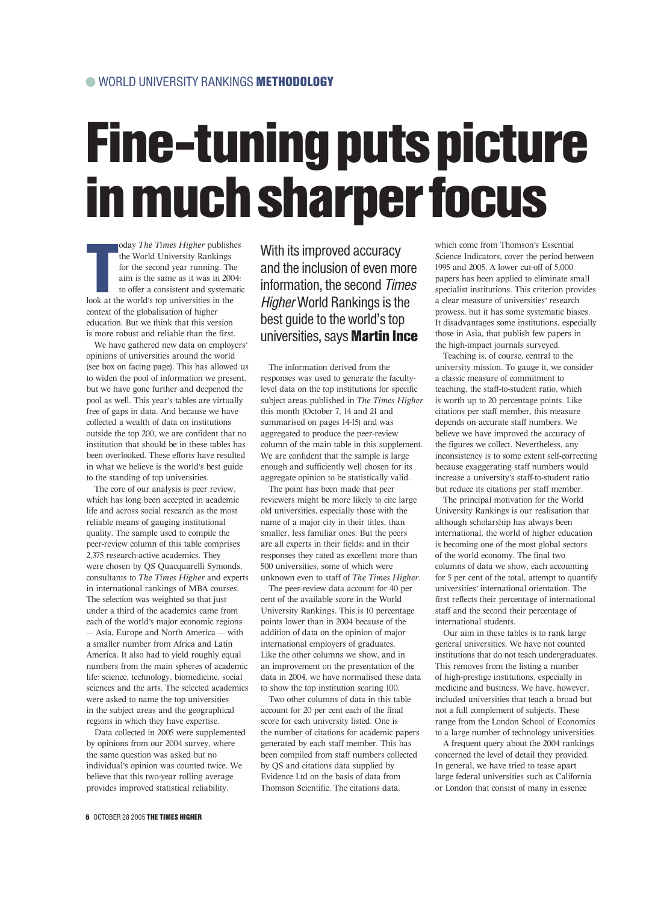WORLD UNIVERSITY RANKINGS **METHODOLOGY**

# Fine-tuning puts picture in much sharper focus

With its improved accuracy and the inclusion of even more information, the second *Times Higher* World Rankings is the best guide to the world's top universities, says **Martin Ince**

Today *The Times Higher* publishes the World University Rankings for the second year running. The aim is the same as it was in 2004: to offer a consistent and systematic look at the world's top universities in the context of the globalisation of higher education. But we think that this version is more robust and reliable than the first.

We have gathered new data on employers' opinions of universities around the world (see box on facing page). This has allowed us to widen the pool of information we present, but we have gone further and deepened the pool as well. This year's tables are virtually free of gaps in data. And because we have collected a wealth of data on institutions outside the top 200, we are confident that no institution that should be in these tables has been overlooked. These efforts have resulted in what we believe is the world's best guide to the standing of top universities.

The core of our analysis is peer review, which has long been accepted in academic life and across social research as the most reliable means of gauging institutional quality. The sample used to compile the peer-review column of this table comprises 2,375 research-active academics. They were chosen by QS Quacquarelli Symonds, consultants to *The Times Higher* and experts in international rankings of MBA courses. The selection was weighted so that just under a third of the academics came from each of the world's major economic regions — Asia, Europe and North America — with a smaller number from Africa and Latin America. It also had to yield roughly equal numbers from the main spheres of academic life: science, technology, biomedicine, social sciences and the arts. The selected academics were asked to name the top universities in the subject areas and the geographical regions in which they have expertise.

Data collected in 2005 were supplemented by opinions from our 2004 survey, where the same question was asked but no individual's opinion was counted twice. We believe that this two-year rolling average provides improved statistical reliability.

The information derived from the responses was used to generate the faculty-level data on the top institutions for specific subject areas published in *The Times Higher* this month (October 7, 14 and 21 and summarised on pages 14-15) and was aggregated to produce the peer-review column of the main table in this supplement. We are confident that the sample is large enough and sufficiently well chosen for its aggregate opinion to be statistically valid.

The point has been made that peer reviewers might be more likely to cite large old universities, especially those with the name of a major city in their titles, than smaller, less familiar ones. But the peers are all experts in their fields; and in their responses they rated as excellent more than 500 universities, some of which were unknown even to staff of *The Times Higher*.

The peer-review data account for 40 per cent of the available score in the World University Rankings. This is 10 percentage points lower than in 2004 because of the addition of data on the opinion of major international employers of graduates. Like the other columns we show, and in an improvement on the presentation of the data in 2004, we have normalised these data to show the top institution scoring 100.

Two other columns of data in this table account for 20 per cent each of the final score for each university listed. One is the number of citations for academic papers generated by each staff member. This has been compiled from staff numbers collected by QS and citations data supplied by Evidence Ltd on the basis of data from Thomson Scientific. The citations data, which come from Thomson's Essential Science Indicators, cover the period between 1995 and 2005. A lower cut-off of 5,000 papers has been applied to eliminate small specialist institutions. This criterion provides a clear measure of universities' research prowess, but it has some systematic biases. It disadvantages some institutions, especially those in Asia, that publish few papers in the high-impact journals surveyed.

Teaching is, of course, central to the university mission. To gauge it, we consider a classic measure of commitment to teaching, the staff-to-student ratio, which is worth up to 20 percentage points. Like citations per staff member, this measure depends on accurate staff numbers. We believe we have improved the accuracy of the figures we collect. Nevertheless, any inconsistency is to some extent self-correcting because exaggerating staff numbers would increase a university's staff-to-student ratio but reduce its citations per staff member.

The principal motivation for the World University Rankings is our realisation that although scholarship has always been international, the world of higher education is becoming one of the most global sectors of the world economy. The final two columns of data we show, each accounting for 5 per cent of the total, attempt to quantify universities' international orientation. The first reflects their percentage of international staff and the second their percentage of international students.

Our aim in these tables is to rank large general universities. We have not counted institutions that do not teach undergraduates. This removes from the listing a number of high-prestige institutions, especially in medicine and business. We have, however, included universities that teach a broad but not a full complement of subjects. These range from the London School of Economics to a large number of technology universities.

A frequent query about the 2004 rankings concerned the level of detail they provided. In general, we have tried to tease apart large federal universities such as California or London that consist of many in essence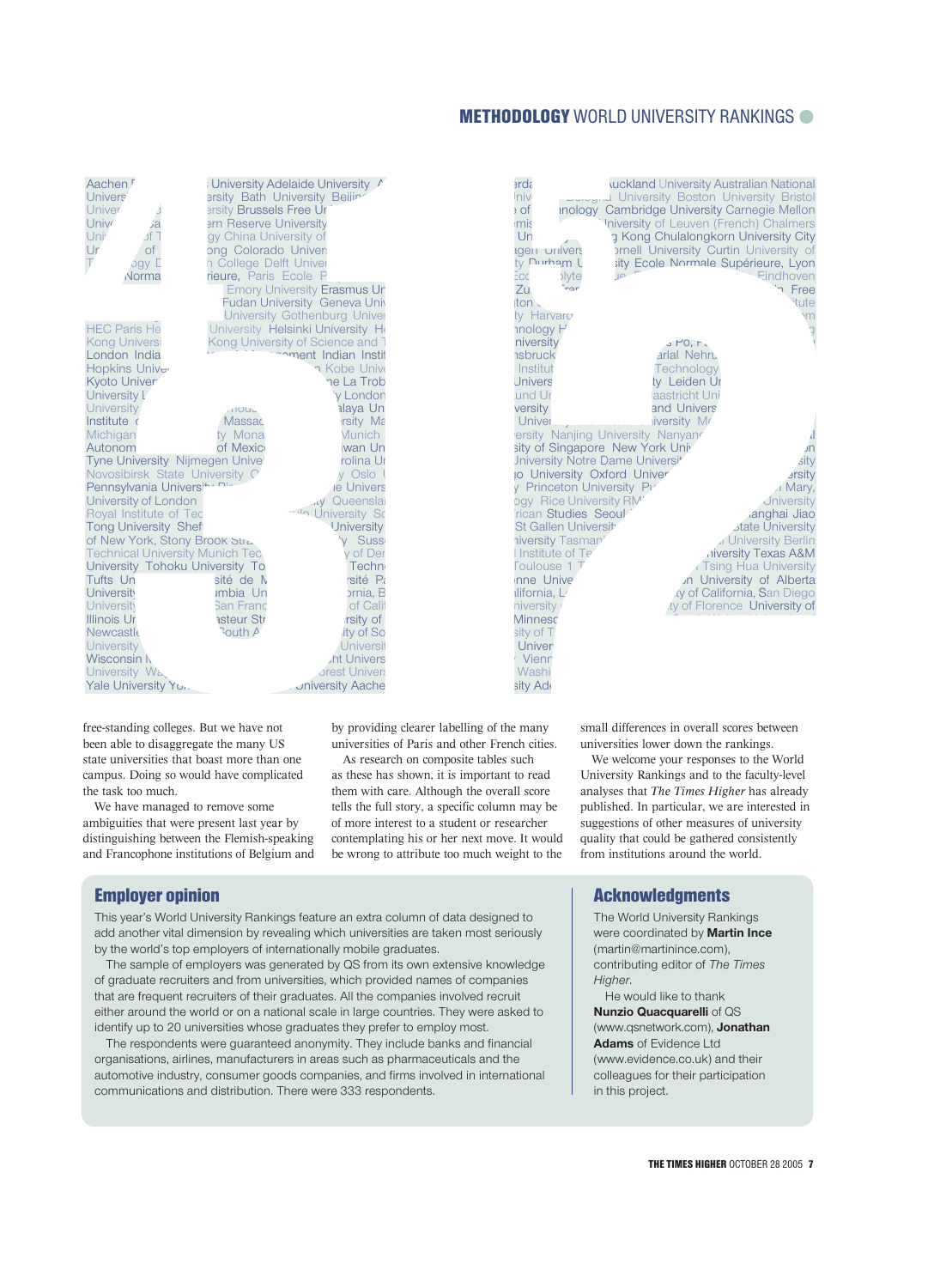free-standing colleges. But we have not been able to disaggregate the many US state universities that boast more than one campus. Doing so would have complicated the task too much.

We have managed to remove some ambiguities that were present last year by distinguishing between the Flemish-speaking and Francophone institutions of Belgium and by providing clearer labelling of the many universities of Paris and other French cities.

As research on composite tables such as these has shown, it is important to read them with care. Although the overall score tells the full story, a specific column may be of more interest to a student or researcher contemplating his or her next move. It would be wrong to attribute too much weight to the small differences in overall scores between universities lower down the rankings.

We welcome your responses to the World University Rankings and to the faculty-level analyses that *The Times Higher* has already published. In particular, we are interested in suggestions of other measures of university quality that could be gathered consistently from institutions around the world.

## Employer opinion

This year's World University Rankings feature an extra column of data designed to add another vital dimension by revealing which universities are taken most seriously by the world's top employers of internationally mobile graduates.

The sample of employers was generated by QS from its own extensive knowledge of graduate recruiters and from universities, which provided names of companies that are frequent recruiters of their graduates. All the companies involved recruit either around the world or on a national scale in large countries. They were asked to identify up to 20 universities whose graduates they prefer to employ most.

The respondents were guaranteed anonymity. They include banks and financial organisations, airlines, manufacturers in areas such as pharmaceuticals and the automotive industry, consumer goods companies, and firms involved in international communications and distribution. There were 333 respondents.

## Acknowledgments

The World University Rankings were coordinated by **Martin Ince** (martin@martinince.com), contributing editor of *The Times Higher*.

He would like to thank **Nunzio Quacquarelli** of QS (www.qsnetwork.com), **Jonathan Adams** of Evidence Ltd (www.evidence.co.uk) and their colleagues for their participation in this project.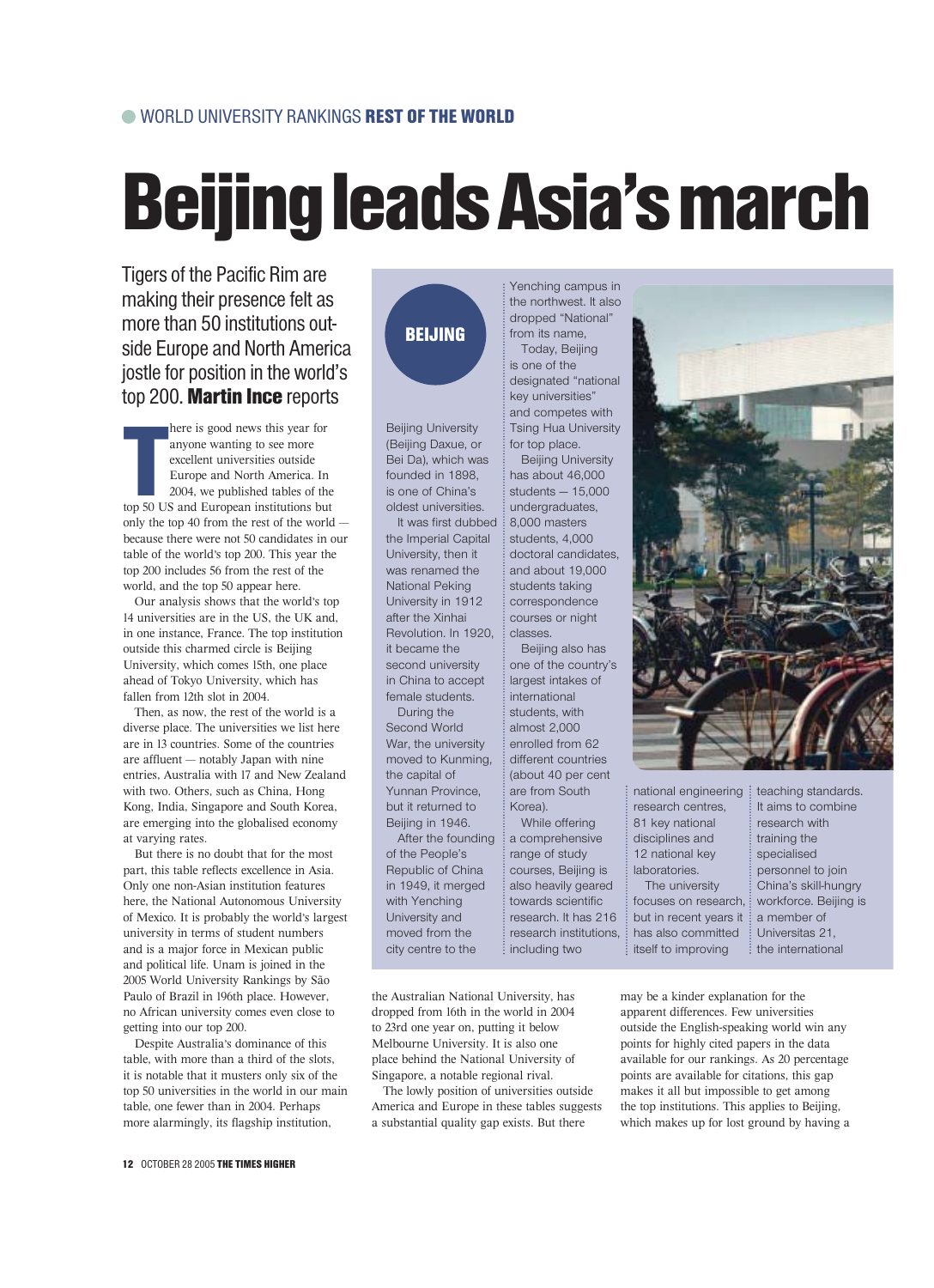WORLD UNIVERSITY RANKINGS **REST OF THE WORLD**

# Beijing leads Asia's march

Tigers of the Pacific Rim are making their presence felt as more than 50 institutions outside Europe and North America jostle for position in the world's top 200. **Martin Ince** reports

There is good news this year for anyone wanting to see more excellent universities outside Europe and North America. In 2004, we published tables of the top 50 US and European institutions but only the top 40 from the rest of the world — because there were not 50 candidates in our table of the world's top 200. This year the top 200 includes 56 from the rest of the world, and the top 50 appear here.

Our analysis shows that the world's top 14 universities are in the US, the UK and, in one instance, France. The top institution outside this charmed circle is Beijing University, which comes 15th, one place ahead of Tokyo University, which has fallen from 12th slot in 2004.

Then, as now, the rest of the world is a diverse place. The universities we list here are in 13 countries. Some of the countries are affluent — notably Japan with nine entries, Australia with 17 and New Zealand with two. Others, such as China, Hong Kong, India, Singapore and South Korea, are emerging into the globalised economy at varying rates.

But there is no doubt that for the most part, this table reflects excellence in Asia. Only one non-Asian institution features here, the National Autonomous University of Mexico. It is probably the world's largest university in terms of student numbers and is a major force in Mexican public and political life. Unam is joined in the 2005 World University Rankings by São Paulo of Brazil in 196th place. However, no African university comes even close to getting into our top 200.

Despite Australia's dominance of this table, with more than a third of the slots, it is notable that it musters only six of the top 50 universities in the world in our main table, one fewer than in 2004. Perhaps more alarmingly, its flagship institution, the Australian National University, has dropped from 16th position in the world in 2004 to 23rd one year on, putting it below Melbourne University. It is also one place behind the National University of Singapore, a notable regional rival.

The lowly position of universities outside America and Europe in these tables suggests a substantial quality gap exists. But there may be a kinder explanation for the apparent differences. Few universities outside the English-speaking world win any points for highly cited papers in the data available for our rankings. As 20 percentage points are available for citations, this gap makes it all but impossible to get among the top institutions. This applies to Beijing, which makes up for lost ground by having a

## BEIJING

Beijing University (Beijing Daxue, or Bei Da), which was founded in 1898, is one of China's oldest universities.

It was first dubbed the Imperial Capital University, then it was renamed the National Peking University in 1912 after the Xinhai Revolution. In 1920, it became the second university in China to accept female students.

During the Second World War, the university moved to Kunming, the capital of Yunnan Province, but it returned to Beijing in 1946.

After the founding of the People's Republic of China in 1949, it merged with Yenching University and moved from the city centre to the Yenching campus in the northwest. It also dropped "National" from its name.

Today, Beijing is one of the designated "national key universities" and competes with Tsing Hua University for top place.

Beijing University has about 46,000 students — 15,000 undergraduates, 8,000 masters students, 4,000 doctoral candidates, and about 19,000 students taking correspondence courses or night classes.

Beijing also has one of the country's largest intakes of international students, with almost 2,000 enrolled from 62 different countries (about 40 per cent are from South Korea).

While offering a comprehensive range of study courses, Beijing is also heavily geared towards scientific research. It has 216 research institutions, including two national engineering research centres, 81 key national disciplines and 12 national key laboratories.

The university focuses on research, but in recent years it has also committed itself to improving teaching standards. It aims to combine research with training the specialised personnel to join China's skill-hungry workforce. Beijing is a member of Universitas 21, the international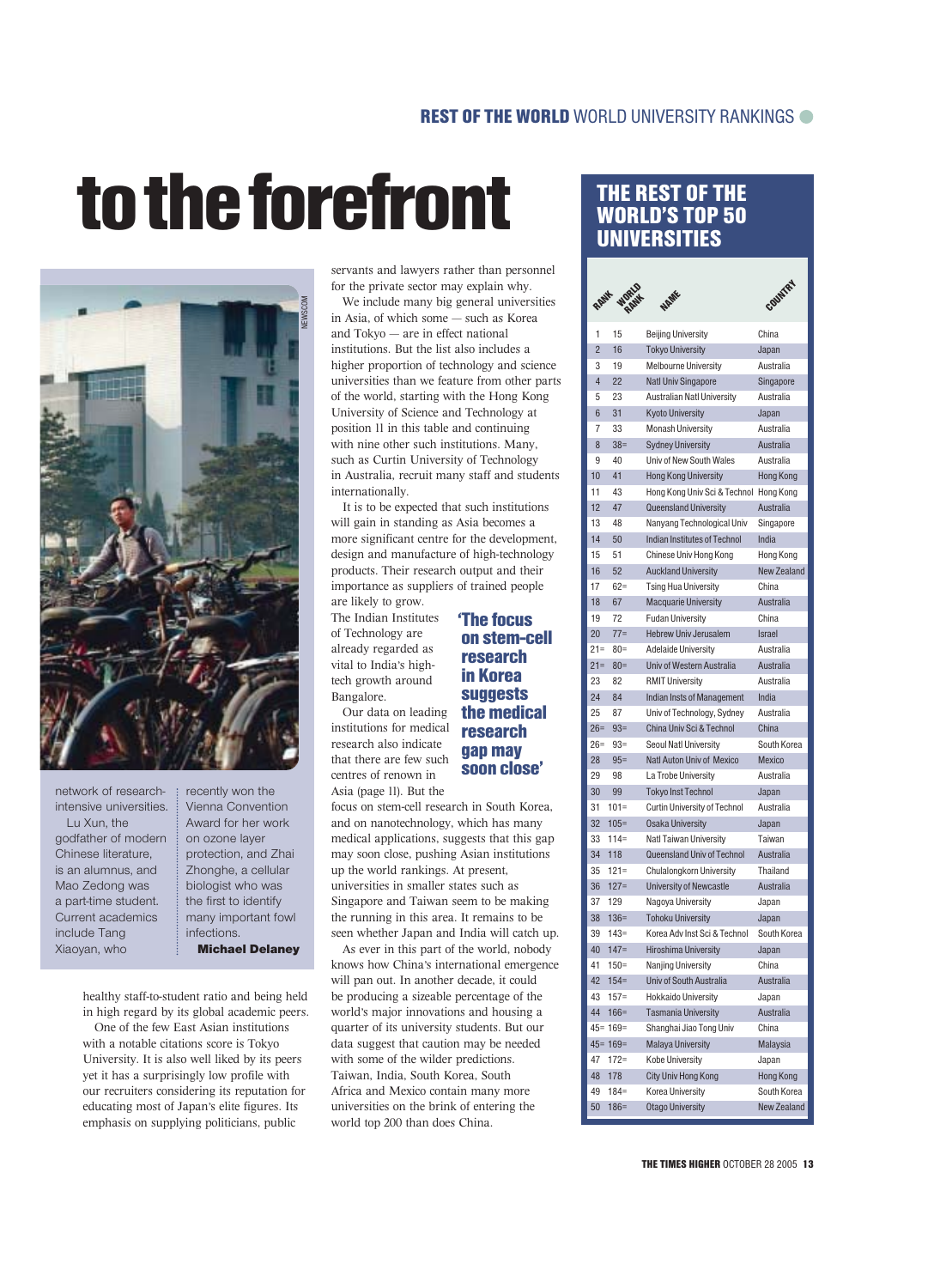# to the forefront

network of research-intensive universities.

Lu Xun, the godfather of modern Chinese literature, is an alumnus, and Mao Zedong was a part-time student. Current academics include Tang Xiaoyan, who recently won the Vienna Convention Award for her work on ozone layer protection, and Zhai Zhonghe, a cellular biologist who was the first to identify many important fowl infections.

**Michael Delaney**

healthy staff-to-student ratio and being held in high regard by its global academic peers.

One of the few East Asian institutions with a notable citations score is Tokyo University. It is also well liked by its peers yet it has a surprisingly low profile with our recruiters considering its reputation for educating most of Japan's elite figures. Its emphasis on supplying politicians, public servants and lawyers rather than personnel for the private sector may explain why.

We include many big general universities in Asia, of which some — such as Korea and Tokyo — are in effect national institutions. But the list also includes a higher proportion of technology and science universities than we feature from other parts of the world, starting with the Hong Kong University of Science and Technology at position 11 in this table and continuing with nine other such institutions. Many, such as Curtin University of Technology in Australia, recruit many staff and students internationally.

It is to be expected that such institutions will gain in standing as Asia becomes a more significant centre for the development, design and manufacture of high-technology products. Their research output and their importance as suppliers of trained people are likely to grow.

The Indian Institutes of Technology are already regarded as vital to India's high-tech growth around Bangalore.

> **'The focus on stem-cell research in Korea suggests the medical research gap may soon close'**

Our data on leading institutions for medical research also indicate that there are few such centres of renown in Asia (page 11). But the focus on stem-cell research in South Korea, and on nanotechnology, which has many medical applications, suggests that this gap may soon close, pushing Asian institutions up the world rankings. At present, universities in smaller states such as Singapore and Taiwan seem to be making the running in this area. It remains to be seen whether Japan and India will catch up.

As ever in this part of the world, nobody knows how China's international emergence will pan out. In another decade, it could be producing a sizeable percentage of the world's major innovations and housing a quarter of its university students. But our data suggest that caution may be needed with some of the wilder predictions. Taiwan, India, South Korea, South Africa and Mexico contain many more universities on the brink of entering the world top 200 than does China.

## THE REST OF THE WORLD'S TOP 50 UNIVERSITIES

| RANK | WORLD RANK | NAME | COUNTRY |
|---|---|---|---|
| 1 | 15 | Beijing University | China |
| 2 | 16 | Tokyo University | Japan |
| 3 | 19 | Melbourne University | Australia |
| 4 | 22 | Natl Univ Singapore | Singapore |
| 5 | 23 | Australian Natl University | Australia |
| 6 | 31 | Kyoto University | Japan |
| 7 | 33 | Monash University | Australia |
| 8 | 38= | Sydney University | Australia |
| 9 | 40 | Univ of New South Wales | Australia |
| 10 | 41 | Hong Kong University | Hong Kong |
| 11 | 43 | Hong Kong Univ Sci & Technol | Hong Kong |
| 12 | 47 | Queensland University | Australia |
| 13 | 48 | Nanyang Technological Univ | Singapore |
| 14 | 50 | Indian Institutes of Technol | India |
| 15 | 51 | Chinese Univ Hong Kong | Hong Kong |
| 16 | 52 | Auckland University | New Zealand |
| 17 | 62= | Tsing Hua University | China |
| 18 | 67 | Macquarie University | Australia |
| 19 | 72 | Fudan University | China |
| 20 | 77= | Hebrew Univ Jerusalem | Israel |
| 21= | 80= | Adelaide University | Australia |
| 21= | 80= | Univ of Western Australia | Australia |
| 23 | 82 | RMIT University | Australia |
| 24 | 84 | Indian Insts of Management | India |
| 25 | 87 | Univ of Technology, Sydney | Australia |
| 26= | 93= | China Univ Sci & Technol | China |
| 26= | 93= | Seoul Natl University | South Korea |
| 28 | 95= | Natl Auton Univ of Mexico | Mexico |
| 29 | 98 | La Trobe University | Australia |
| 30 | 99 | Tokyo Inst Technol | Japan |
| 31 | 101= | Curtin University of Technol | Australia |
| 32 | 105= | Osaka University | Japan |
| 33 | 114= | Natl Taiwan University | Taiwan |
| 34 | 118 | Queensland Univ of Technol | Australia |
| 35 | 121= | Chulalongkorn University | Thailand |
| 36 | 127= | University of Newcastle | Australia |
| 37 | 129 | Nagoya University | Japan |
| 38 | 136= | Tohoku University | Japan |
| 39 | 143= | Korea Adv Inst Sci & Technol | South Korea |
| 40 | 147= | Hiroshima University | Japan |
| 41 | 150= | Nanjing University | China |
| 42 | 154= | Univ of South Australia | Australia |
| 43 | 157= | Hokkaido University | Japan |
| 44 | 166= | Tasmania University | Australia |
| 45= | 169= | Shanghai Jiao Tong Univ | China |
| 45= | 169= | Malaya University | Malaysia |
| 47 | 172= | Kobe University | Japan |
| 48 | 178 | City Univ Hong Kong | Hong Kong |
| 49 | 184= | Korea University | South Korea |
| 50 | 186= | Otago University | New Zealand |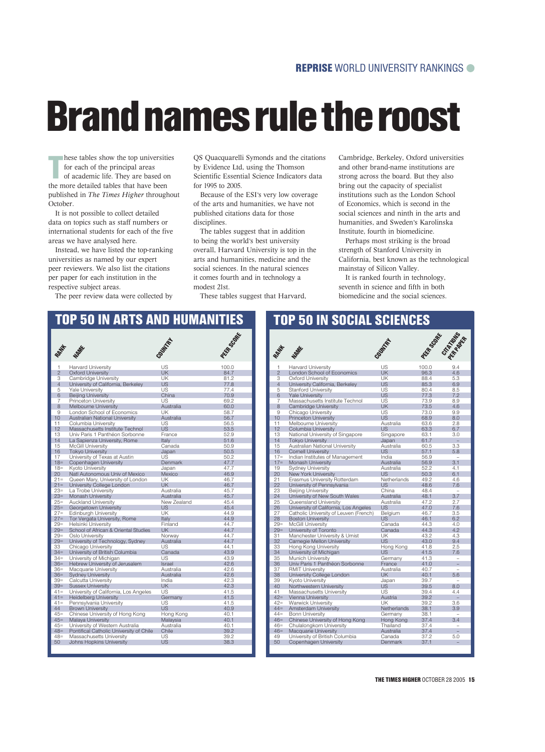# Brand names rule the roost

These tables show the top universities for each of the principal areas of academic life. They are based on the more detailed tables that have been published in *The Times Higher* throughout October.

It is not possible to collect detailed data on topics such as staff numbers or international students for each of the five areas we have analysed here.

Instead, we have listed the top-ranking universities as named by our expert peer reviewers. We also list the citations per paper for each institution in the respective subject areas.

The peer review data were collected by QS Quacquarelli Symonds and the citations by Evidence Ltd, using the Thomson Scientific Essential Science Indicators data for 1995 to 2005.

Because of the ESI's very low coverage of the arts and humanities, we have not published citations data for those disciplines.

The tables suggest that in addition to being the world's best university overall, Harvard University is top in the arts and humanities, medicine and the social sciences. In the natural sciences it comes fourth and in technology a modest 21st.

These tables suggest that Harvard, Cambridge, Berkeley, Oxford universities and other brand-name institutions are strong across the board. But they also bring out the capacity of specialist institutions such as the London School of Economics, which is second in the social sciences and ninth in the arts and humanities, and Sweden's Karolinska Institute, fourth in biomedicine.

Perhaps most striking is the broad strength of Stanford University in California, best known as the technological mainstay of Silicon Valley.

It is ranked fourth in technology, seventh in science and fifth in both biomedicine and the social sciences.

## TOP 50 IN ARTS AND HUMANITIES

| Rank | Name | Country | Peer score |
|---|---|---|---|
| 1 | Harvard University | US | 100.0 |
| 2 | Oxford University | UK | 84.7 |
| 3 | Cambridge University | UK | 81.2 |
| 4 | University of California, Berkeley | US | 77.8 |
| 5 | Yale University | US | 77.4 |
| 6 | Beijing University | China | 70.9 |
| 7 | Princeton University | US | 69.2 |
| 8 | Melbourne University | Australia | 60.0 |
| 9 | London School of Economics | UK | 58.7 |
| 10 | Australian National University | Australia | 56.7 |
| 11 | Columbia University | US | 56.5 |
| 12 | Massachusetts Institute Technol | US | 53.5 |
| 13 | Univ Paris 1 Panthéon Sorbonne | France | 52.9 |
| 14 | La Sapienza University, Rome | Italy | 51.6 |
| 15 | McGill University | Canada | 50.9 |
| 16 | Tokyo University | Japan | 50.5 |
| 17 | University of Texas at Austin | US | 50.2 |
| 18= | Copenhagen University | Denmark | 47.7 |
| 18= | Kyoto University | Japan | 47.7 |
| 20 | Natl Autonomous Univ of Mexico | Mexico | 46.9 |
| 21= | Queen Mary, University of London | UK | 46.7 |
| 21= | University College London | UK | 46.7 |
| 23= | La Trobe University | Australia | 45.7 |
| 23= | Monash University | Australia | 45.7 |
| 25= | Auckland University | New Zealand | 45.4 |
| 25= | Georgetown University | US | 45.4 |
| 27= | Edinburgh University | UK | 44.9 |
| 27= | Tor Vergata University, Rome | Italy | 44.9 |
| 29= | Helsinki University | Finland | 44.7 |
| 29= | School of African & Oriental Studies | UK | 44.7 |
| 29= | Oslo University | Norway | 44.7 |
| 29= | University of Technology, Sydney | Australia | 44.7 |
| 33 | Chicago University | US | 44.1 |
| 34= | University of British Columbia | Canada | 43.9 |
| 34= | University of Michigan | US | 43.9 |
| 36= | Hebrew University of Jerusalem | Israel | 42.6 |
| 36= | Macquarie University | Australia | 42.6 |
| 36= | Sydney University | Australia | 42.6 |
| 39= | Calcutta University | India | 42.3 |
| 39= | Sussex University | UK | 42.3 |
| 41= | University of California, Los Angeles | US | 41.5 |
| 41= | Heidelberg University | Germany | 41.5 |
| 41= | Pennsylvania University | US | 41.5 |
| 44 | Brown University | US | 40.9 |
| 45= | Chinese University of Hong Kong | Hong Kong | 40.1 |
| 45= | Malaya University | Malaysia | 40.1 |
| 45= | University of Western Australia | Australia | 40.1 |
| 48= | Pontifical Catholic University of Chile | Chile | 39.2 |
| 48= | Massachusetts University | US | 39.2 |
| 50 | Johns Hopkins University | US | 38.3 |

## TOP 50 IN SOCIAL SCIENCES

| Rank | Name | Country | Peer score | Citations per paper |
|---|---|---|---|---|
| 1 | Harvard University | US | 100.0 | 9.4 |
| 2 | London School of Economics | UK | 96.3 | 4.6 |
| 3 | Oxford University | UK | 88.4 | 5.3 |
| 4 | University California, Berkeley | US | 85.3 | 6.9 |
| 5 | Stanford University | US | 80.4 | 8.5 |
| 6 | Yale University | US | 77.3 | 7.2 |
| 7 | Massachusetts Institute Technol | US | 73.9 | 8.9 |
| 8 | Cambridge University | UK | 73.5 | 4.6 |
| 9 | Chicago University | US | 73.0 | 9.9 |
| 10 | Princeton University | US | 68.9 | 8.0 |
| 11 | Melbourne University | Australia | 63.6 | 2.8 |
| 12 | Columbia University | US | 63.3 | 6.7 |
| 13 | National University of Singapore | Singapore | 63.1 | 3.0 |
| 14 | Tokyo University | Japan | 61.7 | – |
| 15 | Australian National University | Australia | 60.5 | 3.3 |
| 16 | Cornell University | US | 57.1 | 5.8 |
| 17= | Indian Institutes of Management | India | 56.9 | – |
| 17= | Monash University | Australia | 56.9 | 3.1 |
| 19 | Sydney University | Australia | 52.2 | 4.1 |
| 20 | New York University | US | 50.3 | 6.1 |
| 21 | Erasmus University Rotterdam | Netherlands | 49.2 | 4.6 |
| 22 | University of Pennsylvania | US | 48.6 | 7.6 |
| 23 | Beijing University | China | 48.4 | – |
| 24 | University of New South Wales | Australia | 48.1 | 3.7 |
| 25 | Queensland University | Australia | 47.2 | 2.7 |
| 26 | University of California, Los Angeles | US | 47.0 | 7.6 |
| 27 | Catholic University of Leuven (French) | Belgium | 46.7 | 3.5 |
| 28 | Boston University | US | 46.1 | 6.2 |
| 29= | McGill University | Canada | 44.3 | 4.0 |
| 29= | University of Toronto | Canada | 44.3 | 4.2 |
| 31 | Manchester University & Umist | UK | 43.2 | 4.3 |
| 32 | Carnegie Mellon University | US | 43.0 | 9.4 |
| 33 | Hong Kong University | Hong Kong | 41.8 | 2.5 |
| 34 | University of Michigan | US | 41.5 | 7.6 |
| 35 | Munich University | Germany | 41.3 | – |
| 36 | Univ Paris 1 Panthéon Sorbonne | France | 41.0 | – |
| 37 | RMIT University | Australia | 40.7 | – |
| 38 | University College London | UK | 40.1 | 5.6 |
| 39 | Kyoto University | Japan | 39.7 | – |
| 40 | Northwestern University | US | 39.5 | 8.0 |
| 41 | Massachusetts University | US | 39.4 | 4.4 |
| 42= | Vienna University | Austria | 39.2 | – |
| 42= | Warwick University | UK | 39.2 | 3.6 |
| 44= | Amsterdam University | Netherlands | 38.1 | 3.9 |
| 44= | Bonn University | Germany | 38.1 | – |
| 46= | Chinese University of Hong Kong | Hong Kong | 37.4 | 3.4 |
| 46= | Chulalongkorn University | Thailand | 37.4 | – |
| 46= | Macquarie University | Australia | 37.4 | – |
| 49 | University of British Columbia | Canada | 37.2 | 5.0 |
| 50 | Copenhagen University | Denmark | 37.1 | – |